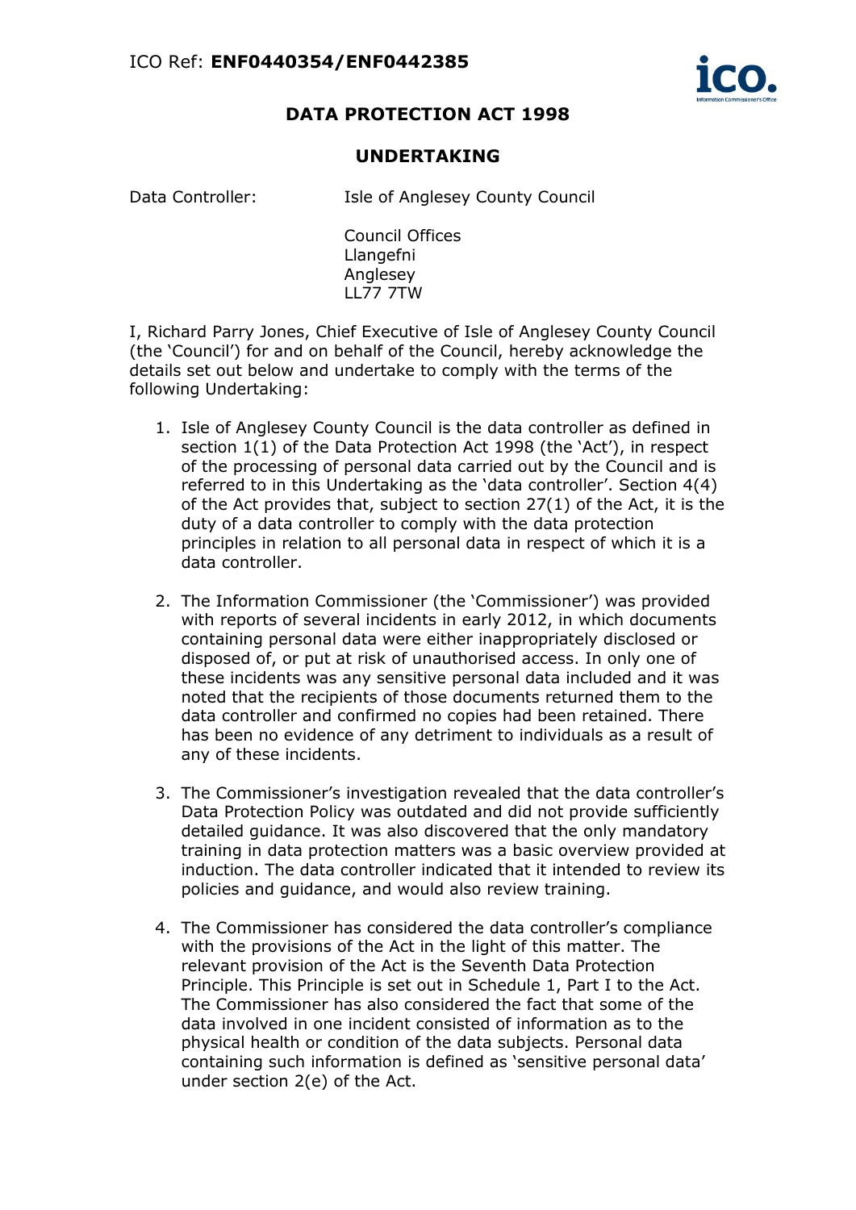ICO Ref: **ENF0440354/ENF0442385**

# DATA PROTECTION ACT 1998

## UNDERTAKING

Data Controller: Isle of Anglesey County Council

Council Offices
Llangefni
Anglesey
LL77 7TW

I, Richard Parry Jones, Chief Executive of Isle of Anglesey County Council (the 'Council') for and on behalf of the Council, hereby acknowledge the details set out below and undertake to comply with the terms of the following Undertaking:

1. Isle of Anglesey County Council is the data controller as defined in section 1(1) of the Data Protection Act 1998 (the 'Act'), in respect of the processing of personal data carried out by the Council and is referred to in this Undertaking as the 'data controller'. Section 4(4) of the Act provides that, subject to section 27(1) of the Act, it is the duty of a data controller to comply with the data protection principles in relation to all personal data in respect of which it is a data controller.

2. The Information Commissioner (the 'Commissioner') was provided with reports of several incidents in early 2012, in which documents containing personal data were either inappropriately disclosed or disposed of, or put at risk of unauthorised access. In only one of these incidents was any sensitive personal data included and it was noted that the recipients of those documents returned them to the data controller and confirmed no copies had been retained. There has been no evidence of any detriment to individuals as a result of any of these incidents.

3. The Commissioner's investigation revealed that the data controller's Data Protection Policy was outdated and did not provide sufficiently detailed guidance. It was also discovered that the only mandatory training in data protection matters was a basic overview provided at induction. The data controller indicated that it intended to review its policies and guidance, and would also review training.

4. The Commissioner has considered the data controller's compliance with the provisions of the Act in the light of this matter. The relevant provision of the Act is the Seventh Data Protection Principle. This Principle is set out in Schedule 1, Part I to the Act. The Commissioner has also considered the fact that some of the data involved in one incident consisted of information as to the physical health or condition of the data subjects. Personal data containing such information is defined as 'sensitive personal data' under section 2(e) of the Act.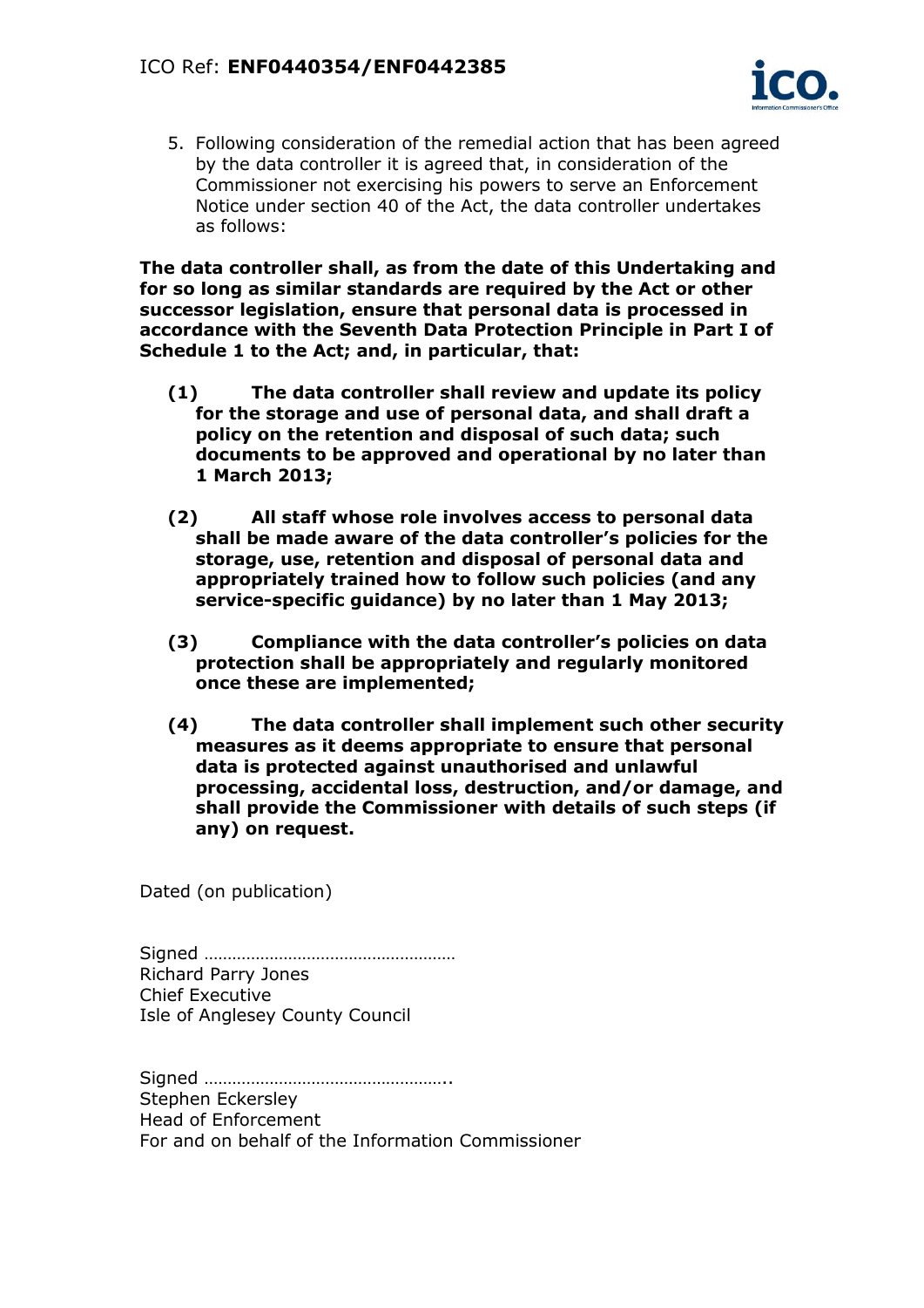5. Following consideration of the remedial action that has been agreed by the data controller it is agreed that, in consideration of the Commissioner not exercising his powers to serve an Enforcement Notice under section 40 of the Act, the data controller undertakes as follows:

**The data controller shall, as from the date of this Undertaking and for so long as similar standards are required by the Act or other successor legislation, ensure that personal data is processed in accordance with the Seventh Data Protection Principle in Part I of Schedule 1 to the Act; and, in particular, that:**

**(1) The data controller shall review and update its policy for the storage and use of personal data, and shall draft a policy on the retention and disposal of such data; such documents to be approved and operational by no later than 1 March 2013;**

**(2) All staff whose role involves access to personal data shall be made aware of the data controller's policies for the storage, use, retention and disposal of personal data and appropriately trained how to follow such policies (and any service-specific guidance) by no later than 1 May 2013;**

**(3) Compliance with the data controller's policies on data protection shall be appropriately and regularly monitored once these are implemented;**

**(4) The data controller shall implement such other security measures as it deems appropriate to ensure that personal data is protected against unauthorised and unlawful processing, accidental loss, destruction, and/or damage, and shall provide the Commissioner with details of such steps (if any) on request.**

Dated (on publication)

Signed ………………………………………………
Richard Parry Jones
Chief Executive
Isle of Anglesey County Council

Signed ……………………………………………..
Stephen Eckersley
Head of Enforcement
For and on behalf of the Information Commissioner